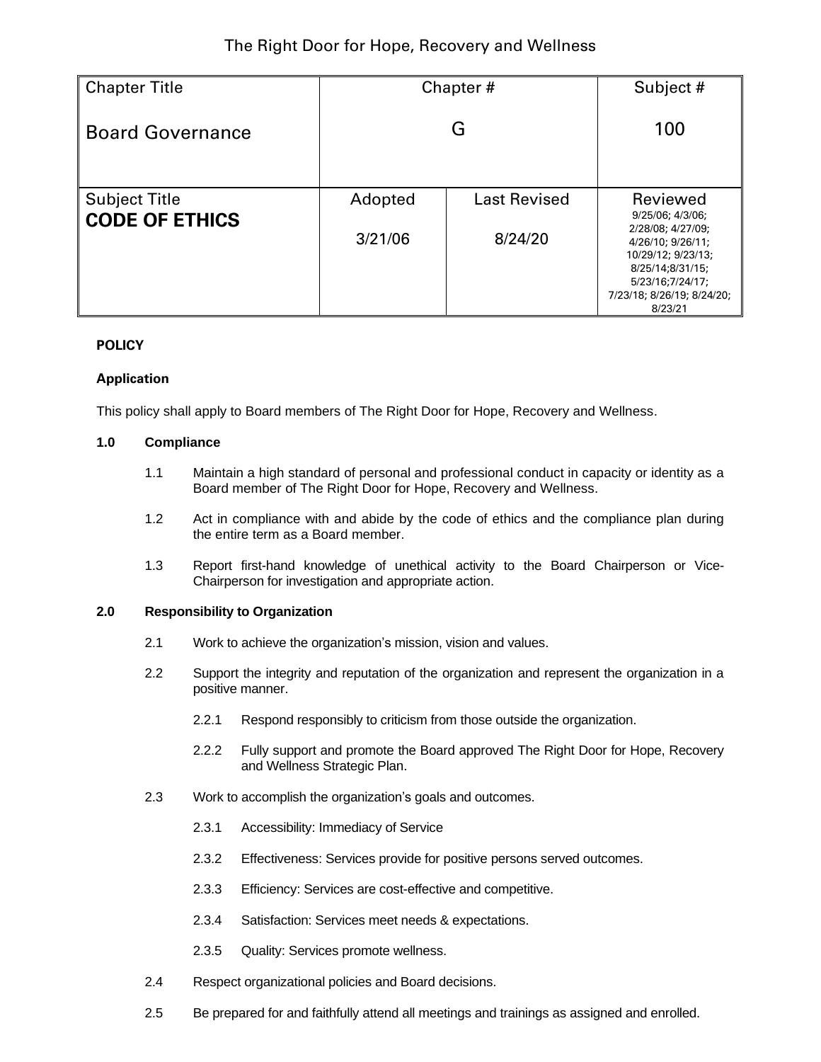The Right Door for Hope, Recovery and Wellness

| Chapter Title | Chapter # | | Subject # |
| --- | --- | --- | --- |
| Board Governance | G | | 100 |
| Subject Title | Adopted | Last Revised | Reviewed |
| **CODE OF ETHICS** | 3/21/06 | 8/24/20 | 9/25/06; 4/3/06; 2/28/08; 4/27/09; 4/26/10; 9/26/11; 10/29/12; 9/23/13; 8/25/14;8/31/15; 5/23/16;7/24/17; 7/23/18; 8/26/19; 8/24/20; 8/23/21 |

**POLICY**

**Application**

This policy shall apply to Board members of The Right Door for Hope, Recovery and Wellness.

**1.0 Compliance**

1.1 Maintain a high standard of personal and professional conduct in capacity or identity as a Board member of The Right Door for Hope, Recovery and Wellness.

1.2 Act in compliance with and abide by the code of ethics and the compliance plan during the entire term as a Board member.

1.3 Report first-hand knowledge of unethical activity to the Board Chairperson or Vice-Chairperson for investigation and appropriate action.

**2.0 Responsibility to Organization**

2.1 Work to achieve the organization's mission, vision and values.

2.2 Support the integrity and reputation of the organization and represent the organization in a positive manner.

2.2.1 Respond responsibly to criticism from those outside the organization.

2.2.2 Fully support and promote the Board approved The Right Door for Hope, Recovery and Wellness Strategic Plan.

2.3 Work to accomplish the organization's goals and outcomes.

2.3.1 Accessibility: Immediacy of Service

2.3.2 Effectiveness: Services provide for positive persons served outcomes.

2.3.3 Efficiency: Services are cost-effective and competitive.

2.3.4 Satisfaction: Services meet needs & expectations.

2.3.5 Quality: Services promote wellness.

2.4 Respect organizational policies and Board decisions.

2.5 Be prepared for and faithfully attend all meetings and trainings as assigned and enrolled.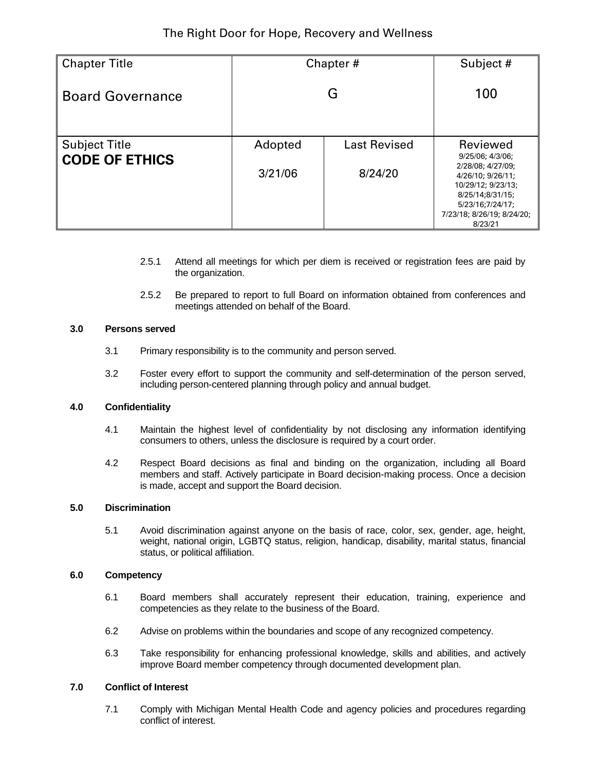The Right Door for Hope, Recovery and Wellness

| Chapter Title | Chapter # | | Subject # |
|---|---|---|---|
| Board Governance | G | | 100 |
| Subject Title<br>**CODE OF ETHICS** | Adopted<br>3/21/06 | Last Revised<br>8/24/20 | Reviewed<br>9/25/06; 4/3/06; 2/28/08; 4/27/09; 4/26/10; 9/26/11; 10/29/12; 9/23/13; 8/25/14;8/31/15; 5/23/16;7/24/17; 7/23/18; 8/26/19; 8/24/20; 8/23/21 |

2.5.1 Attend all meetings for which per diem is received or registration fees are paid by the organization.

2.5.2 Be prepared to report to full Board on information obtained from conferences and meetings attended on behalf of the Board.

**3.0 Persons served**

3.1 Primary responsibility is to the community and person served.

3.2 Foster every effort to support the community and self-determination of the person served, including person-centered planning through policy and annual budget.

**4.0 Confidentiality**

4.1 Maintain the highest level of confidentiality by not disclosing any information identifying consumers to others, unless the disclosure is required by a court order.

4.2 Respect Board decisions as final and binding on the organization, including all Board members and staff. Actively participate in Board decision-making process. Once a decision is made, accept and support the Board decision.

**5.0 Discrimination**

5.1 Avoid discrimination against anyone on the basis of race, color, sex, gender, age, height, weight, national origin, LGBTQ status, religion, handicap, disability, marital status, financial status, or political affiliation.

**6.0 Competency**

6.1 Board members shall accurately represent their education, training, experience and competencies as they relate to the business of the Board.

6.2 Advise on problems within the boundaries and scope of any recognized competency.

6.3 Take responsibility for enhancing professional knowledge, skills and abilities, and actively improve Board member competency through documented development plan.

**7.0 Conflict of Interest**

7.1 Comply with Michigan Mental Health Code and agency policies and procedures regarding conflict of interest.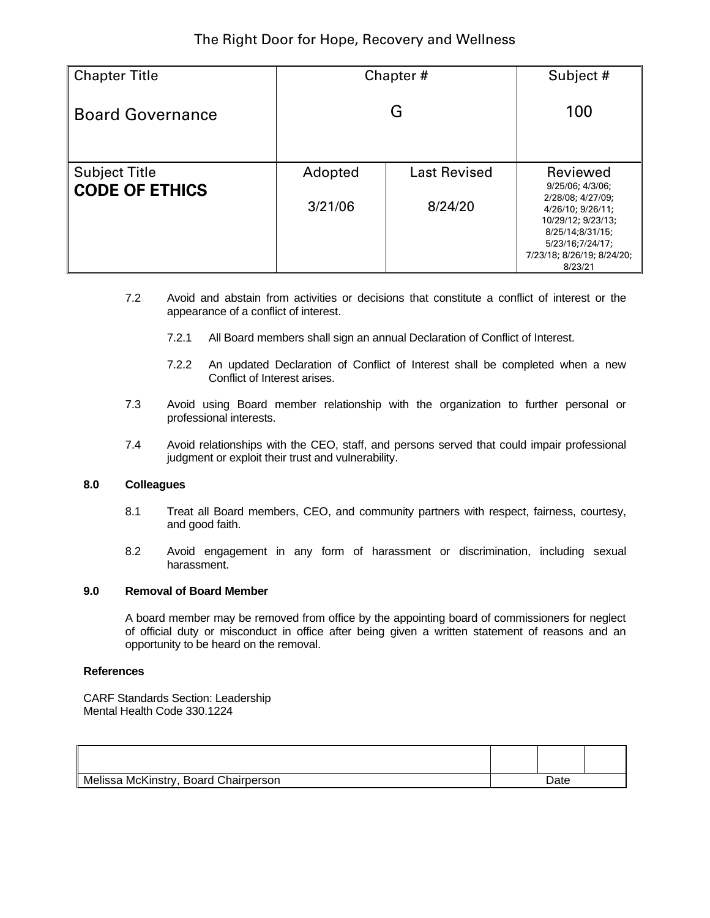The Right Door for Hope, Recovery and Wellness

| Chapter Title | Chapter # | | Subject # |
|---|---|---|---|
| Board Governance | G | | 100 |
| Subject Title<br>**CODE OF ETHICS** | Adopted<br>3/21/06 | Last Revised<br>8/24/20 | Reviewed<br>9/25/06; 4/3/06; 2/28/08; 4/27/09; 4/26/10; 9/26/11; 10/29/12; 9/23/13; 8/25/14;8/31/15; 5/23/16;7/24/17; 7/23/18; 8/26/19; 8/24/20; 8/23/21 |

7.2 Avoid and abstain from activities or decisions that constitute a conflict of interest or the appearance of a conflict of interest.

7.2.1 All Board members shall sign an annual Declaration of Conflict of Interest.

7.2.2 An updated Declaration of Conflict of Interest shall be completed when a new Conflict of Interest arises.

7.3 Avoid using Board member relationship with the organization to further personal or professional interests.

7.4 Avoid relationships with the CEO, staff, and persons served that could impair professional judgment or exploit their trust and vulnerability.

**8.0 Colleagues**

8.1 Treat all Board members, CEO, and community partners with respect, fairness, courtesy, and good faith.

8.2 Avoid engagement in any form of harassment or discrimination, including sexual harassment.

**9.0 Removal of Board Member**

A board member may be removed from office by the appointing board of commissioners for neglect of official duty or misconduct in office after being given a written statement of reasons and an opportunity to be heard on the removal.

**References**

CARF Standards Section: Leadership
Mental Health Code 330.1224

| | |
|---|---|
| | |
| Melissa McKinstry, Board Chairperson | Date |